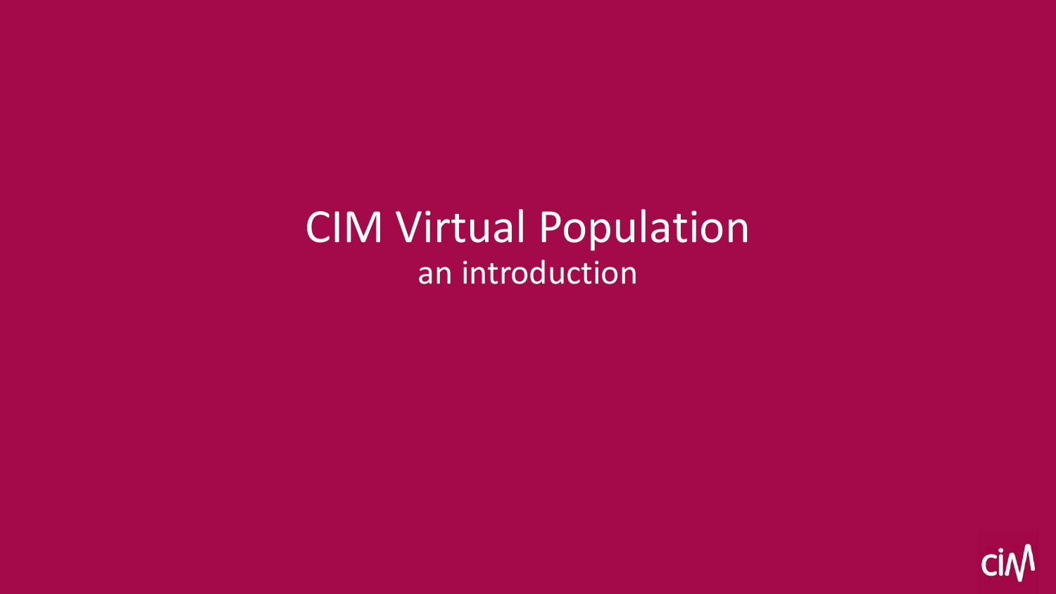# CIM Virtual Population

an introduction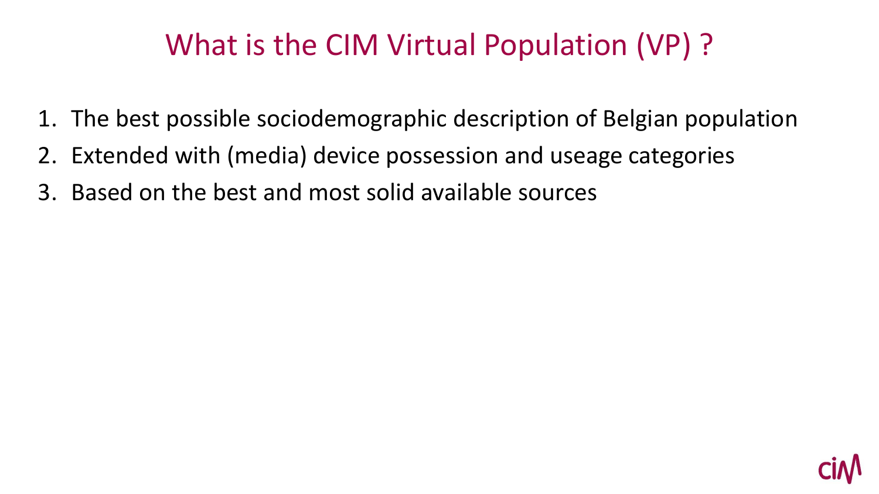# What is the CIM Virtual Population (VP) ?

1. The best possible sociodemographic description of Belgian population
2. Extended with (media) device possession and useage categories
3. Based on the best and most solid available sources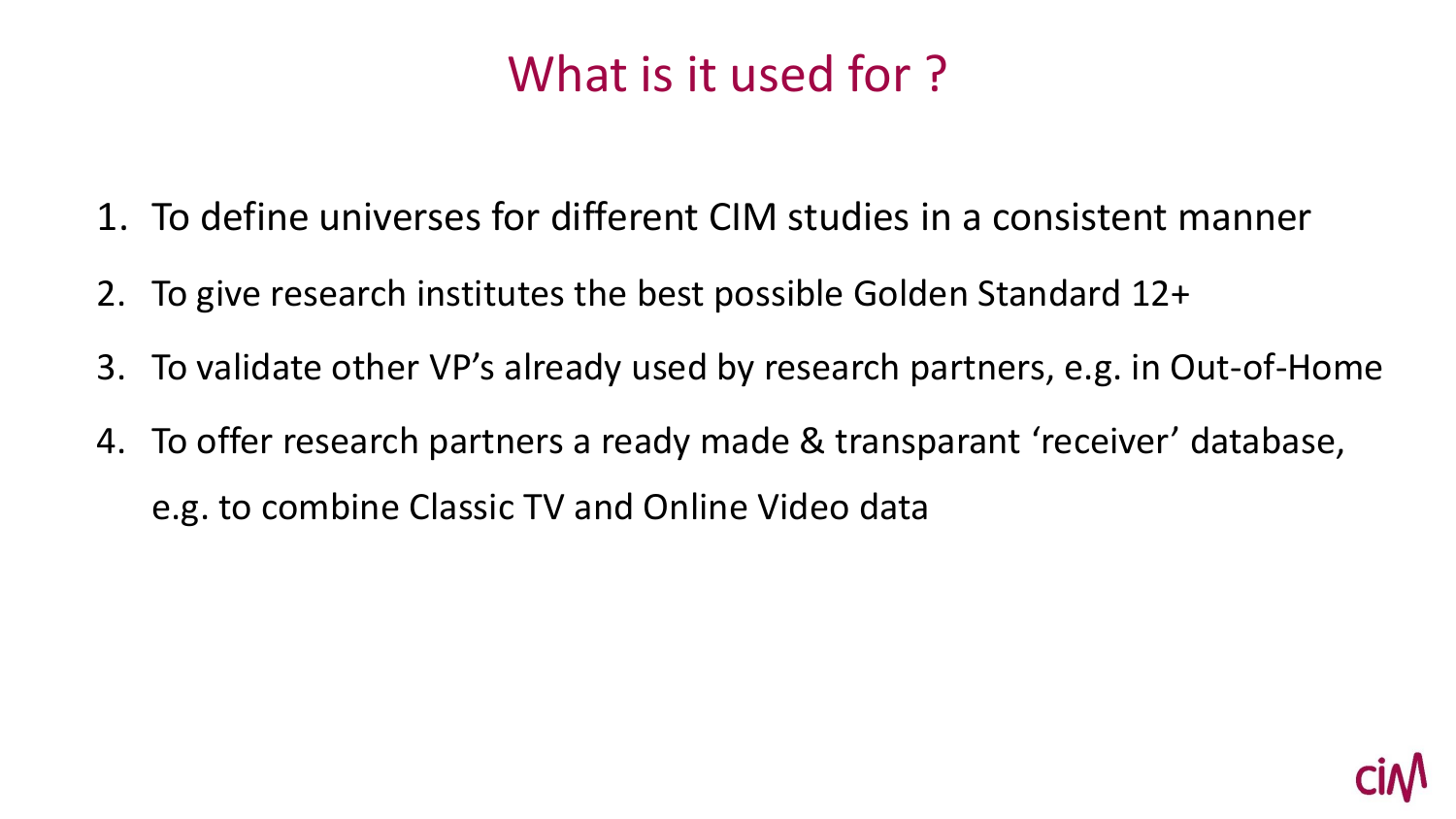# What is it used for ?

1. To define universes for different CIM studies in a consistent manner
2. To give research institutes the best possible Golden Standard 12+
3. To validate other VP's already used by research partners, e.g. in Out-of-Home
4. To offer research partners a ready made & transparant 'receiver' database, e.g. to combine Classic TV and Online Video data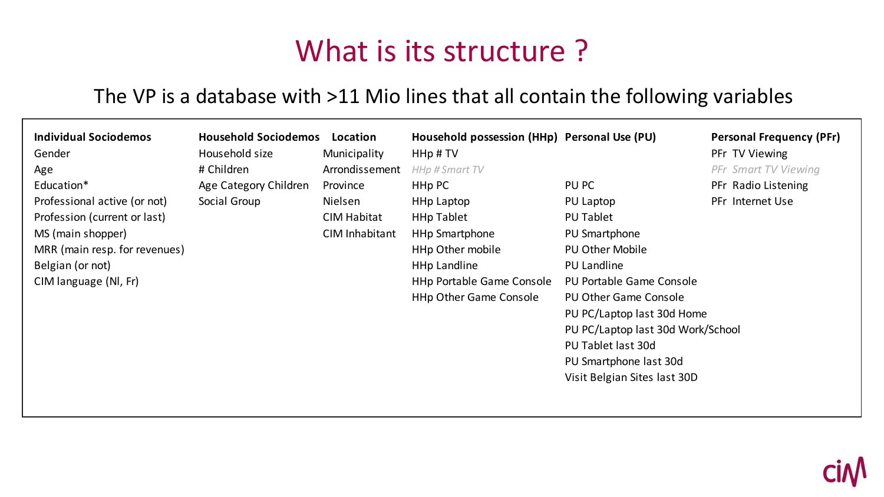# What is its structure ?

The VP is a database with >11 Mio lines that all contain the following variables

| Individual Sociodemos | Household Sociodemos | Location | Household possession (HHp) | Personal Use (PU) | Personal Frequency (PFr) |
|---|---|---|---|---|---|
| Gender | Household size | Municipality | HHp # TV | | PFr TV Viewing |
| Age | # Children | Arrondissement | *HHp # Smart TV* | | *PFr Smart TV Viewing* |
| Education* | Age Category Children | Province | HHp PC | PU PC | PFr Radio Listening |
| Professional active (or not) | Social Group | Nielsen | HHp Laptop | PU Laptop | PFr Internet Use |
| Profession (current or last) | | CIM Habitat | HHp Tablet | PU Tablet | |
| MS (main shopper) | | CIM Inhabitant | HHp Smartphone | PU Smartphone | |
| MRR (main resp. for revenues) | | | HHp Other mobile | PU Other Mobile | |
| Belgian (or not) | | | HHp Landline | PU Landline | |
| CIM language (Nl, Fr) | | | HHp Portable Game Console | PU Portable Game Console | |
| | | | HHp Other Game Console | PU Other Game Console | |
| | | | | PU PC/Laptop last 30d Home | |
| | | | | PU PC/Laptop last 30d Work/School | |
| | | | | PU Tablet last 30d | |
| | | | | PU Smartphone last 30d | |
| | | | | Visit Belgian Sites last 30D | |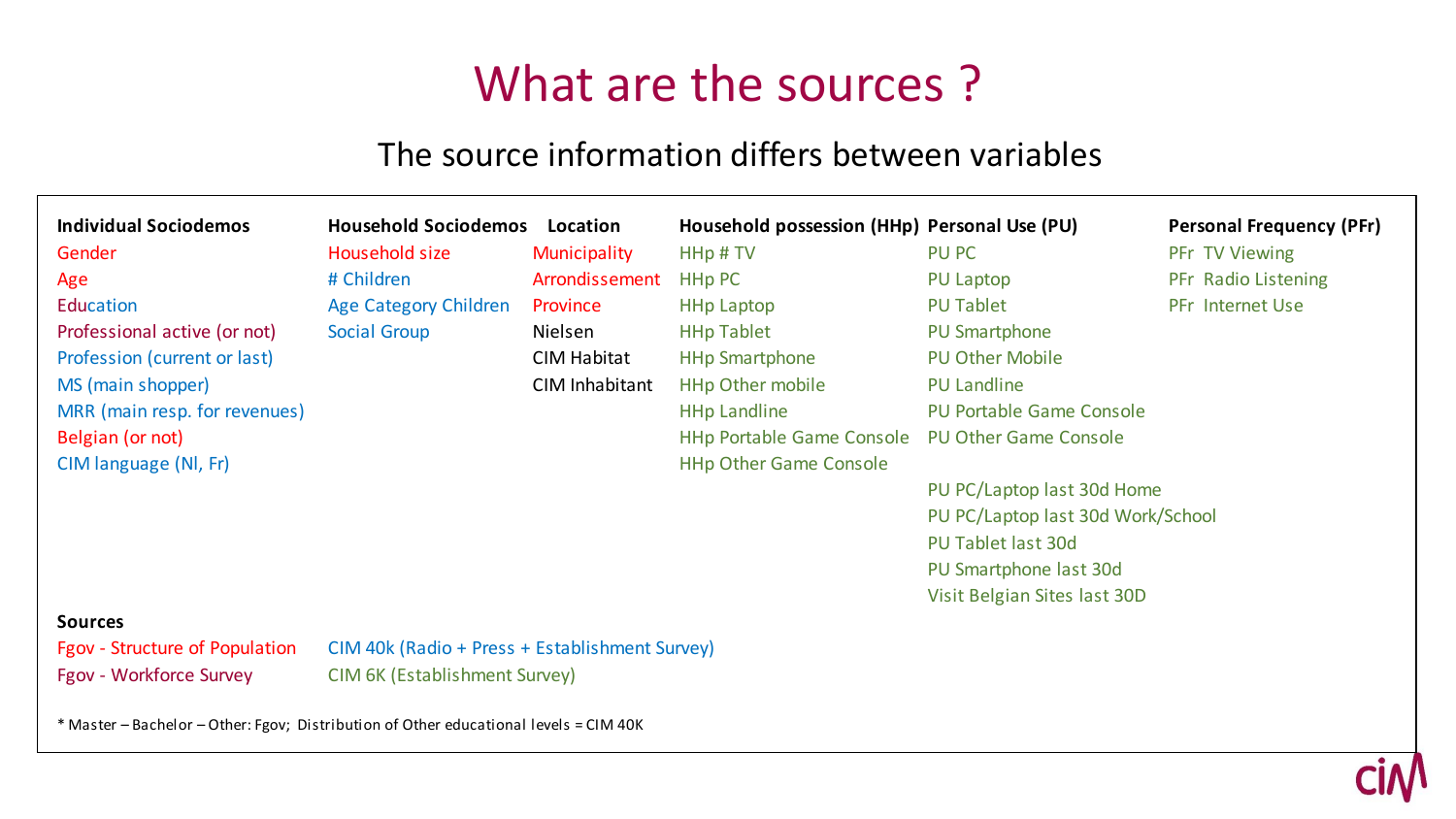# What are the sources ?

## The source information differs between variables

| Individual Sociodemos | Household Sociodemos | Location | Household possession (HHp) | Personal Use (PU) | Personal Frequency (PFr) |
|---|---|---|---|---|---|
| Gender | Household size | Municipality | HHp # TV | PU PC | PFr TV Viewing |
| Age | # Children | Arrondissement | HHp PC | PU Laptop | PFr Radio Listening |
| Education | Age Category Children | Province | HHp Laptop | PU Tablet | PFr Internet Use |
| Professional active (or not) | Social Group | Nielsen | HHp Tablet | PU Smartphone | |
| Profession (current or last) | | CIM Habitat | HHp Smartphone | PU Other Mobile | |
| MS (main shopper) | | CIM Inhabitant | HHp Other mobile | PU Landline | |
| MRR (main resp. for revenues) | | | HHp Landline | PU Portable Game Console | |
| Belgian (or not) | | | HHp Portable Game Console | PU Other Game Console | |
| CIM language (Nl, Fr) | | | HHp Other Game Console | | |
| | | | | PU PC/Laptop last 30d Home | |
| | | | | PU PC/Laptop last 30d Work/School | |
| | | | | PU Tablet last 30d | |
| | | | | PU Smartphone last 30d | |
| | | | | Visit Belgian Sites last 30D | |

**Sources**

- Fgov - Structure of Population
- Fgov - Workforce Survey
- CIM 40k (Radio + Press + Establishment Survey)
- CIM 6K (Establishment Survey)

* Master – Bachelor – Other: Fgov; Distribution of Other educational levels = CIM 40K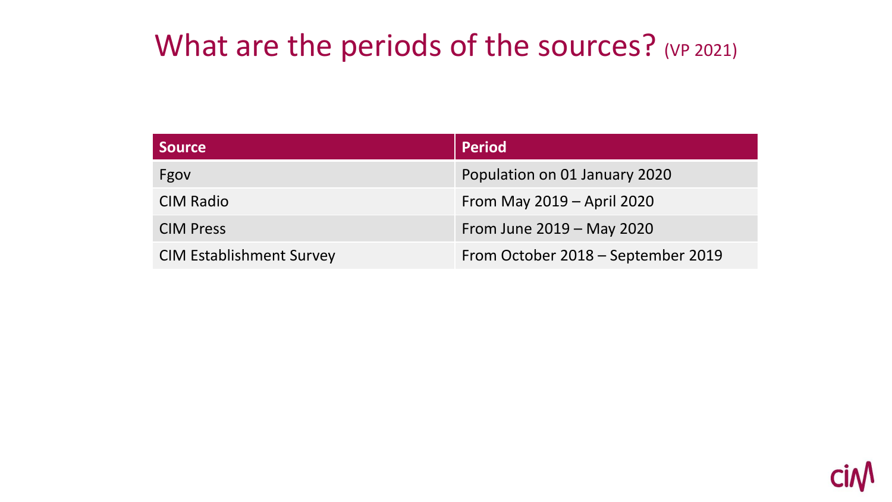# What are the periods of the sources? (VP 2021)

| Source | Period |
| --- | --- |
| Fgov | Population on 01 January 2020 |
| CIM Radio | From May 2019 – April 2020 |
| CIM Press | From June 2019 – May 2020 |
| CIM Establishment Survey | From October 2018 – September 2019 |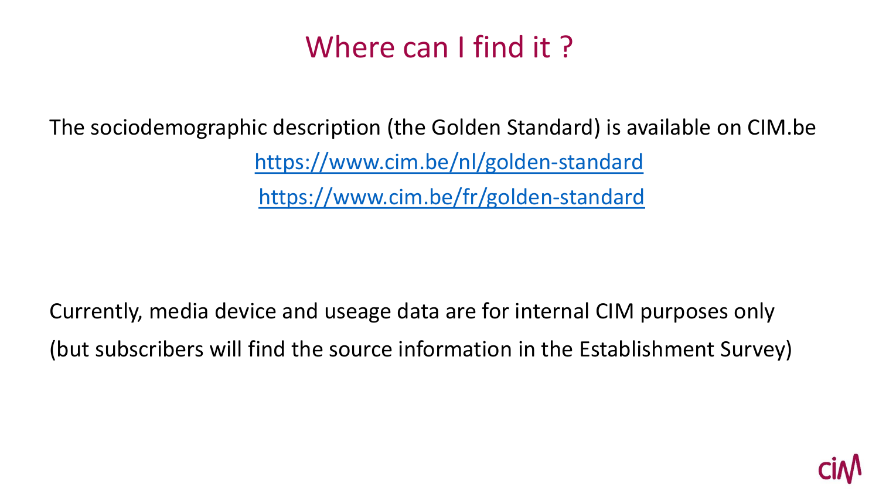# Where can I find it ?

The sociodemographic description (the Golden Standard) is available on CIM.be

https://www.cim.be/nl/golden-standard

https://www.cim.be/fr/golden-standard

Currently, media device and useage data are for internal CIM purposes only

(but subscribers will find the source information in the Establishment Survey)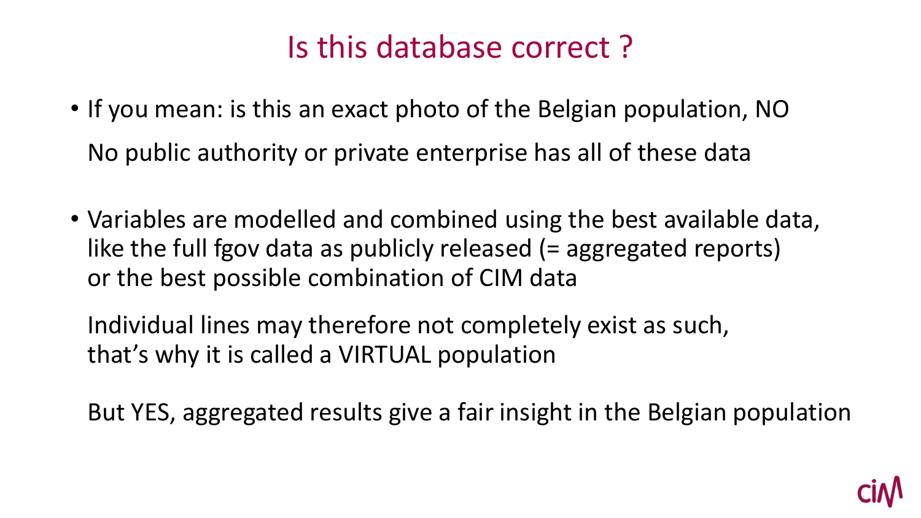# Is this database correct ?

- If you mean: is this an exact photo of the Belgian population, NO

  No public authority or private enterprise has all of these data

- Variables are modelled and combined using the best available data, like the full fgov data as publicly released (= aggregated reports) or the best possible combination of CIM data

  Individual lines may therefore not completely exist as such, that's why it is called a VIRTUAL population

  But YES, aggregated results give a fair insight in the Belgian population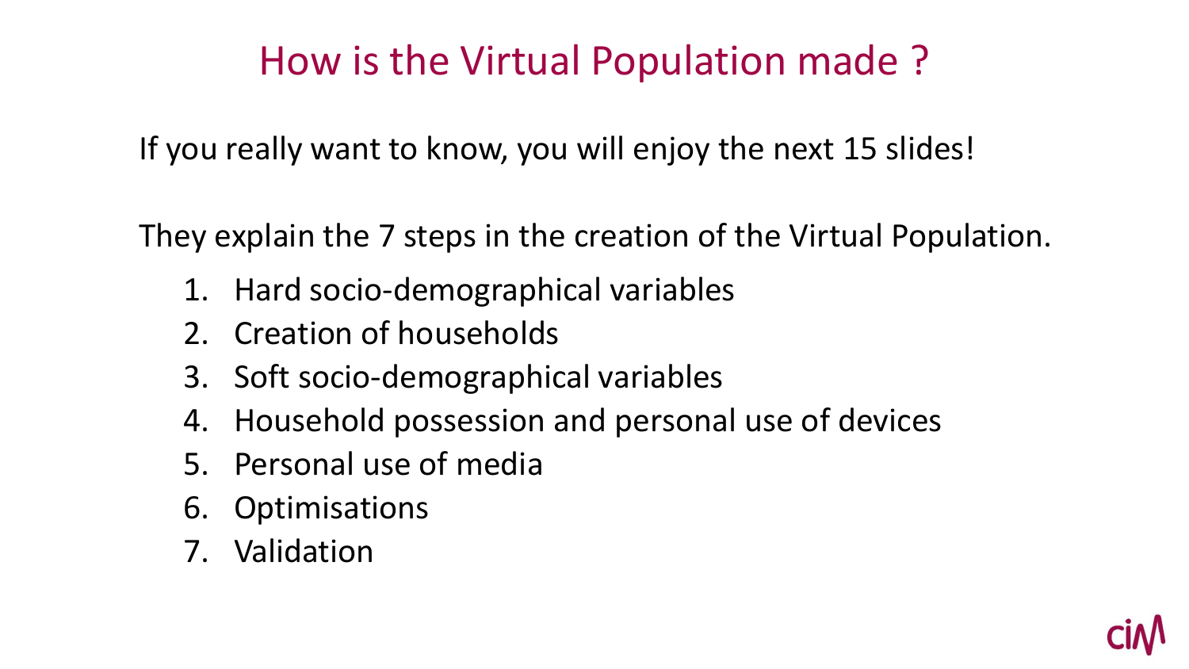# How is the Virtual Population made ?

If you really want to know, you will enjoy the next 15 slides!

They explain the 7 steps in the creation of the Virtual Population.

1. Hard socio-demographical variables
2. Creation of households
3. Soft socio-demographical variables
4. Household possession and personal use of devices
5. Personal use of media
6. Optimisations
7. Validation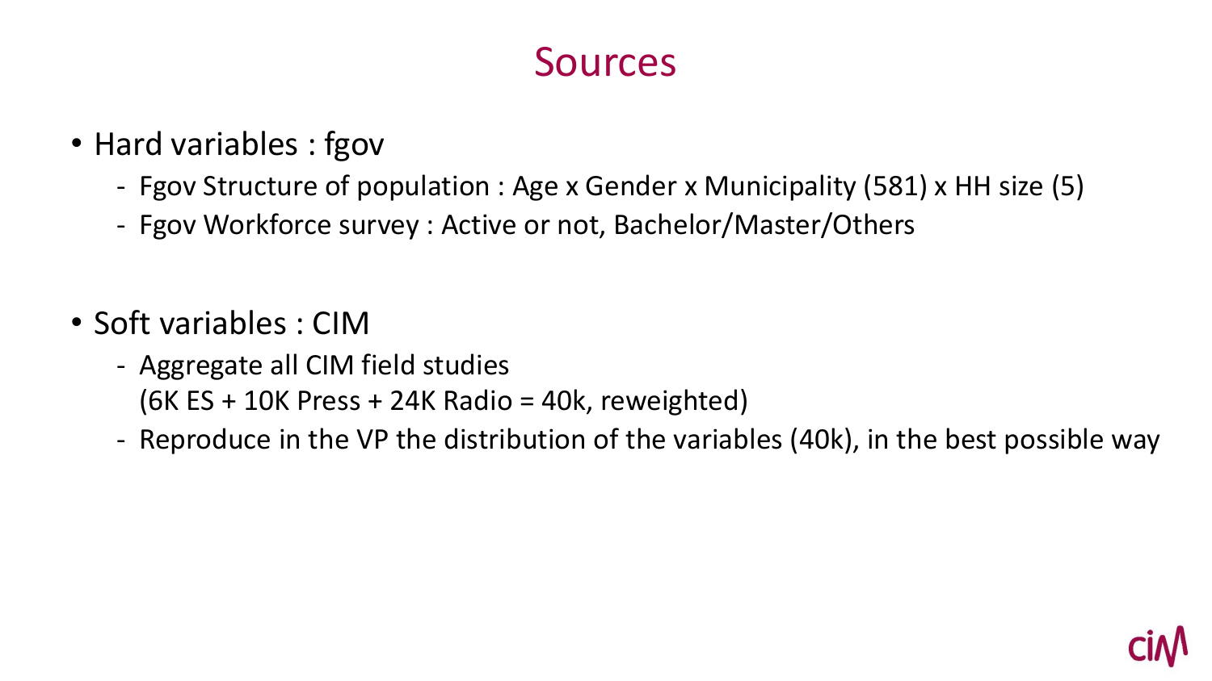# Sources

- Hard variables : fgov
  - Fgov Structure of population : Age x Gender x Municipality (581) x HH size (5)
  - Fgov Workforce survey : Active or not, Bachelor/Master/Others

- Soft variables : CIM
  - Aggregate all CIM field studies
    (6K ES + 10K Press + 24K Radio = 40k, reweighted)
  - Reproduce in the VP the distribution of the variables (40k), in the best possible way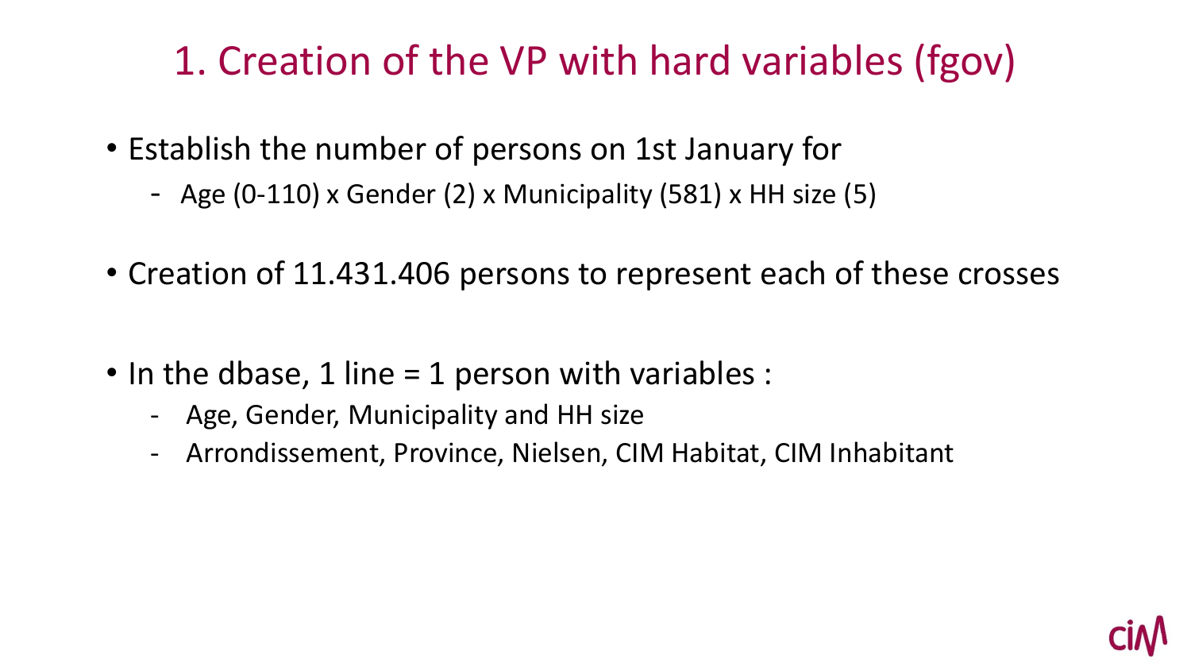# 1. Creation of the VP with hard variables (fgov)

- Establish the number of persons on 1st January for
  - Age (0-110) x Gender (2) x Municipality (581) x HH size (5)

- Creation of 11.431.406 persons to represent each of these crosses

- In the dbase, 1 line = 1 person with variables :
  - Age, Gender, Municipality and HH size
  - Arrondissement, Province, Nielsen, CIM Habitat, CIM Inhabitant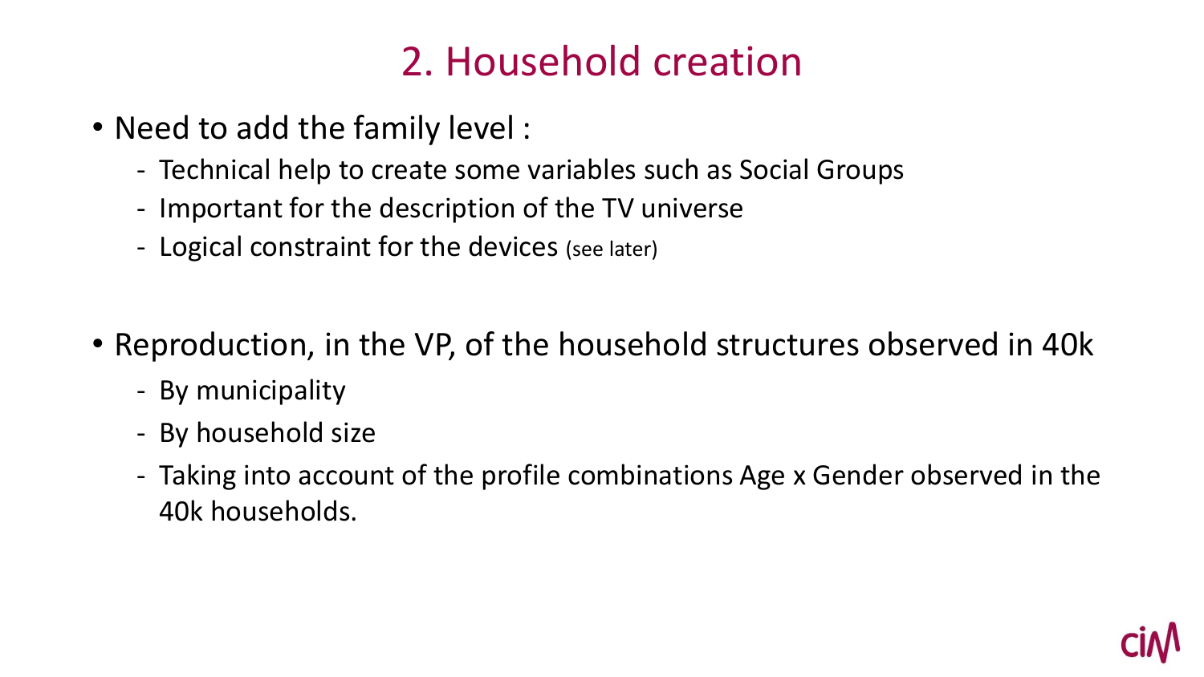# 2. Household creation

- Need to add the family level :
  - Technical help to create some variables such as Social Groups
  - Important for the description of the TV universe
  - Logical constraint for the devices (see later)

- Reproduction, in the VP, of the household structures observed in 40k
  - By municipality
  - By household size
  - Taking into account of the profile combinations Age x Gender observed in the 40k households.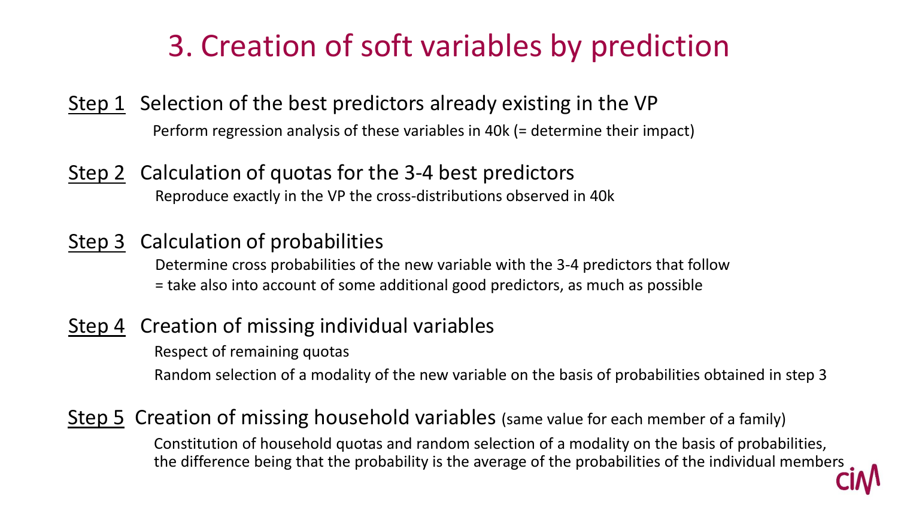# 3. Creation of soft variables by prediction

<u>Step 1</u> Selection of the best predictors already existing in the VP

Perform regression analysis of these variables in 40k (= determine their impact)

<u>Step 2</u> Calculation of quotas for the 3-4 best predictors

Reproduce exactly in the VP the cross-distributions observed in 40k

<u>Step 3</u> Calculation of probabilities

Determine cross probabilities of the new variable with the 3-4 predictors that follow
= take also into account of some additional good predictors, as much as possible

<u>Step 4</u> Creation of missing individual variables

Respect of remaining quotas

Random selection of a modality of the new variable on the basis of probabilities obtained in step 3

<u>Step 5</u> Creation of missing household variables (same value for each member of a family)

Constitution of household quotas and random selection of a modality on the basis of probabilities, the difference being that the probability is the average of the probabilities of the individual members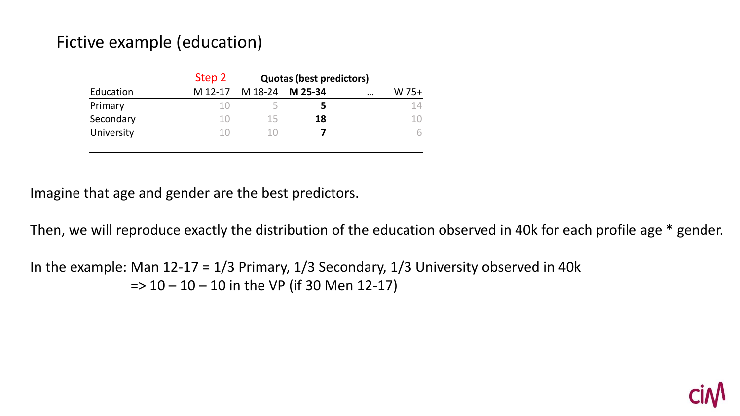# Fictive example (education)

| | Step 2 | Quotas (best predictors) | | | |
|---|---|---|---|---|---|
| Education | M 12-17 | M 18-24 | **M 25-34** | … | W 75+ |
| Primary | 10 | 5 | **5** | | 14 |
| Secondary | 10 | 15 | **18** | | 10 |
| University | 10 | 10 | **7** | | 6 |

Imagine that age and gender are the best predictors.

Then, we will reproduce exactly the distribution of the education observed in 40k for each profile age * gender.

In the example: Man 12-17 = 1/3 Primary, 1/3 Secondary, 1/3 University observed in 40k
=> 10 – 10 – 10 in the VP (if 30 Men 12-17)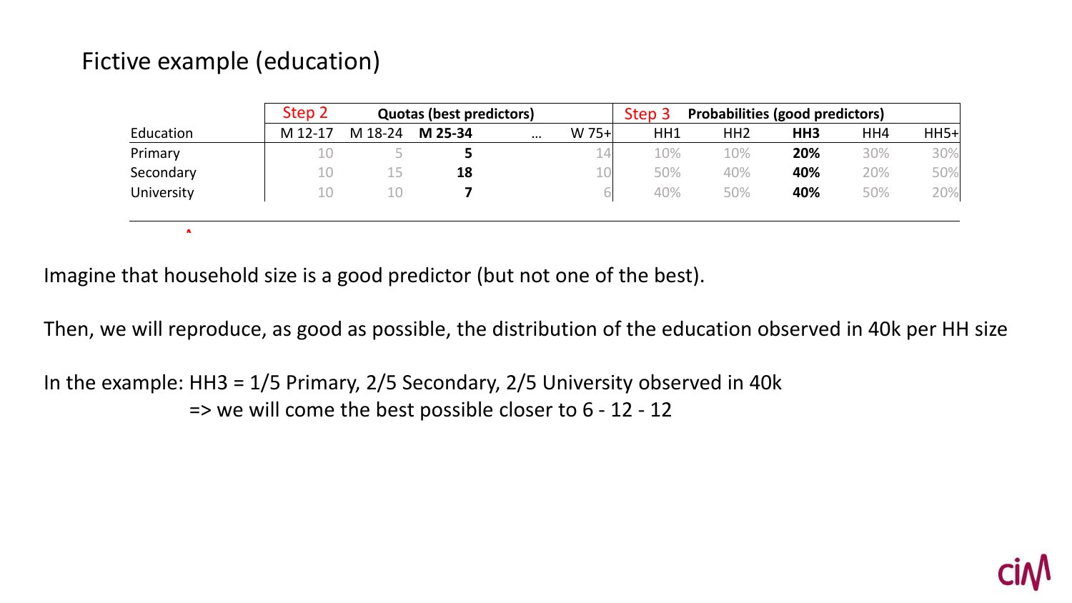# Fictive example (education)

| | Step 2 | Quotas (best predictors) | | | | Step 3 | Probabilities (good predictors) | | | |
|---|---|---|---|---|---|---|---|---|---|---|
| Education | M 12-17 | M 18-24 | **M 25-34** | … | W 75+ | HH1 | HH2 | **HH3** | HH4 | HH5+ |
| Primary | 10 | 5 | **5** | | 14 | 10% | 10% | **20%** | 30% | 30% |
| Secondary | 10 | 15 | **18** | | 10 | 50% | 40% | **40%** | 20% | 50% |
| University | 10 | 10 | **7** | | 6 | 40% | 50% | **40%** | 50% | 20% |

Imagine that household size is a good predictor (but not one of the best).

Then, we will reproduce, as good as possible, the distribution of the education observed in 40k per HH size

In the example: HH3 = 1/5 Primary, 2/5 Secondary, 2/5 University observed in 40k
=> we will come the best possible closer to 6 - 12 - 12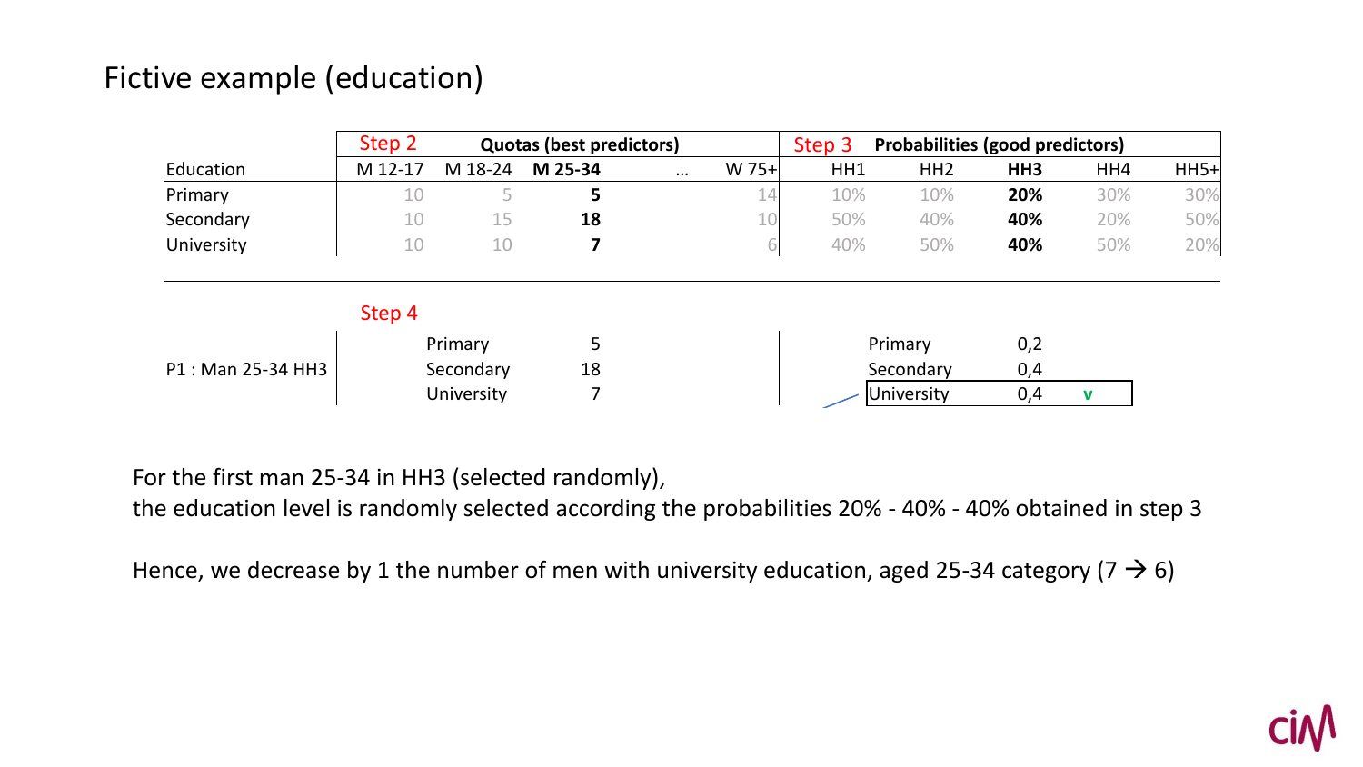# Fictive example (education)

| | Step 2 | Quotas (best predictors) | | | | Step 3 | Probabilities (good predictors) | | | |
|---|---|---|---|---|---|---|---|---|---|---|
| Education | M 12-17 | M 18-24 | **M 25-34** | … | W 75+ | HH1 | HH2 | **HH3** | HH4 | HH5+ |
| Primary | 10 | 5 | **5** | | 14 | 10% | 10% | **20%** | 30% | 30% |
| Secondary | 10 | 15 | **18** | | 10 | 50% | 40% | **40%** | 20% | 50% |
| University | 10 | 10 | **7** | | 6 | 40% | 50% | **40%** | 50% | 20% |

Step 4

| | | | | | |
|---|---|---|---|---|---|
| P1 : Man 25-34 HH3 | Primary | 5 | Primary | 0,2 | |
| | Secondary | 18 | Secondary | 0,4 | |
| | University | 7 | University | 0,4 | v |

For the first man 25-34 in HH3 (selected randomly),
the education level is randomly selected according the probabilities 20% - 40% - 40% obtained in step 3

Hence, we decrease by 1 the number of men with university education, aged 25-34 category (7 → 6)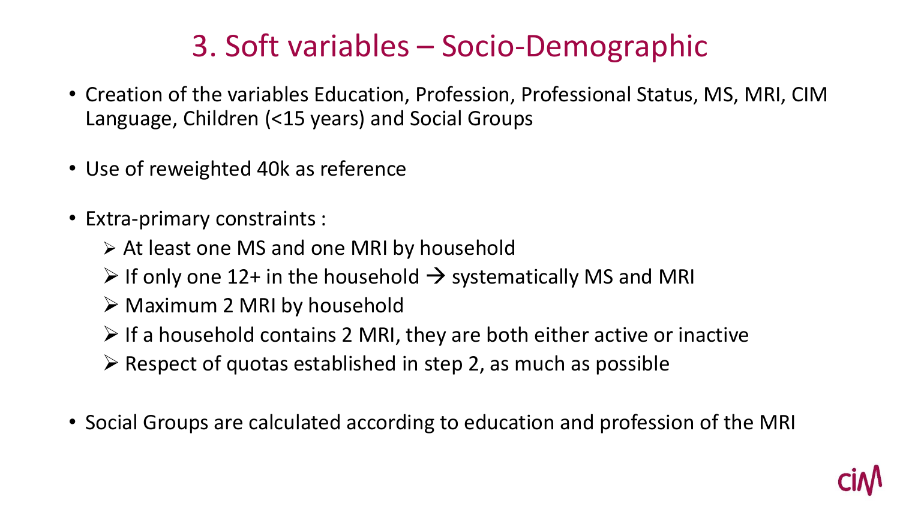# 3. Soft variables – Socio-Demographic

- Creation of the variables Education, Profession, Professional Status, MS, MRI, CIM Language, Children (<15 years) and Social Groups

- Use of reweighted 40k as reference

- Extra-primary constraints :
  - At least one MS and one MRI by household
  - If only one 12+ in the household → systematically MS and MRI
  - Maximum 2 MRI by household
  - If a household contains 2 MRI, they are both either active or inactive
  - Respect of quotas established in step 2, as much as possible

- Social Groups are calculated according to education and profession of the MRI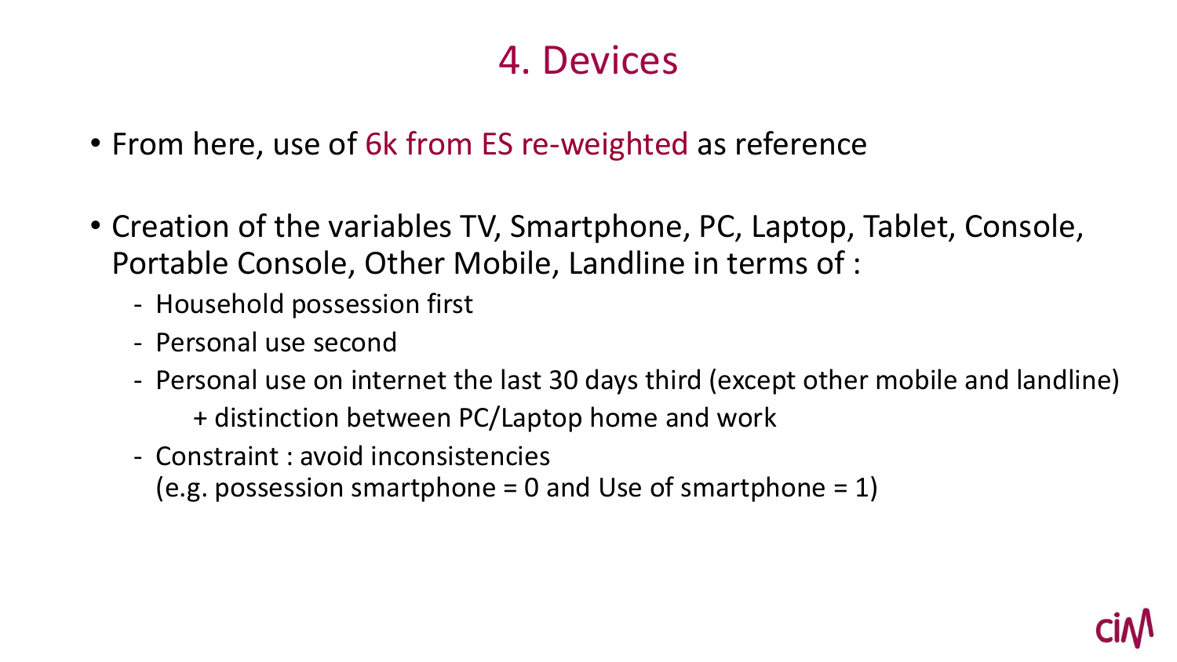# 4. Devices

- From here, use of 6k from ES re-weighted as reference
- Creation of the variables TV, Smartphone, PC, Laptop, Tablet, Console, Portable Console, Other Mobile, Landline in terms of :
  - Household possession first
  - Personal use second
  - Personal use on internet the last 30 days third (except other mobile and landline)
    
    \+ distinction between PC/Laptop home and work
  - Constraint : avoid inconsistencies
    (e.g. possession smartphone = 0 and Use of smartphone = 1)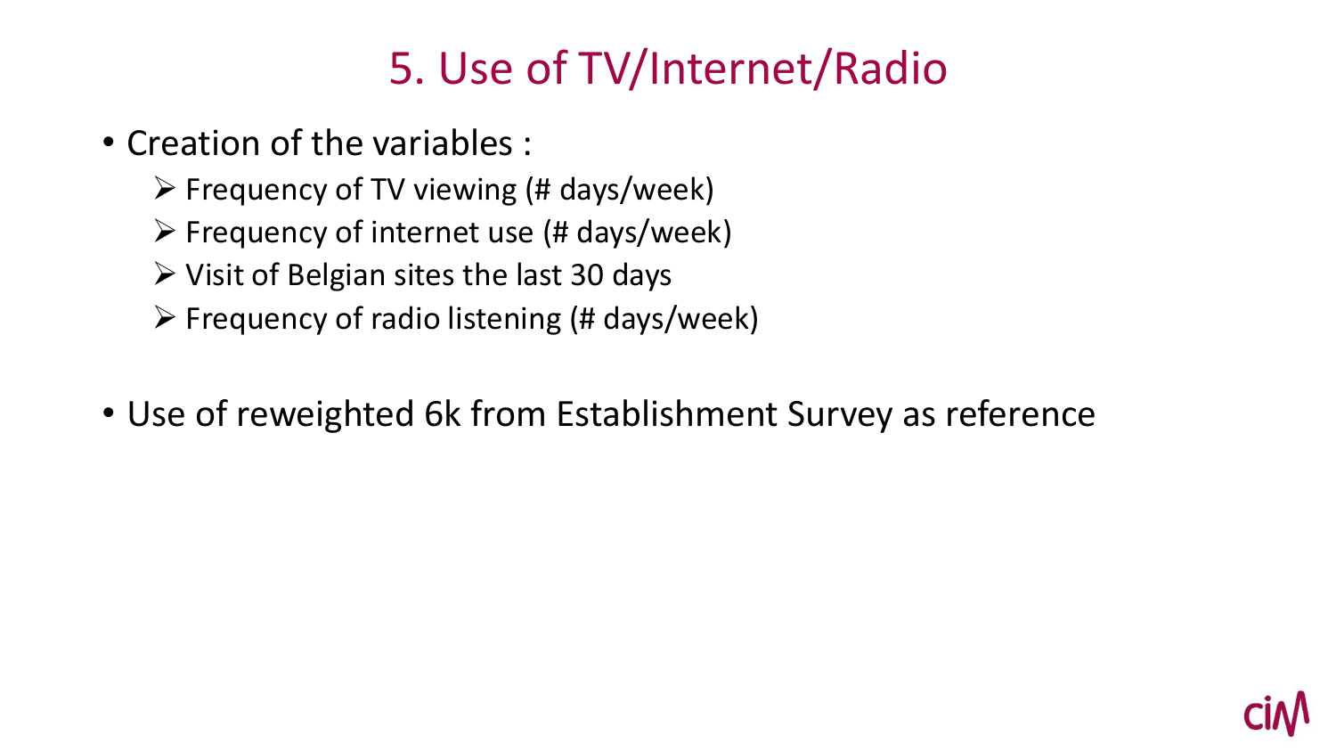# 5. Use of TV/Internet/Radio

- Creation of the variables :
  - Frequency of TV viewing (# days/week)
  - Frequency of internet use (# days/week)
  - Visit of Belgian sites the last 30 days
  - Frequency of radio listening (# days/week)

- Use of reweighted 6k from Establishment Survey as reference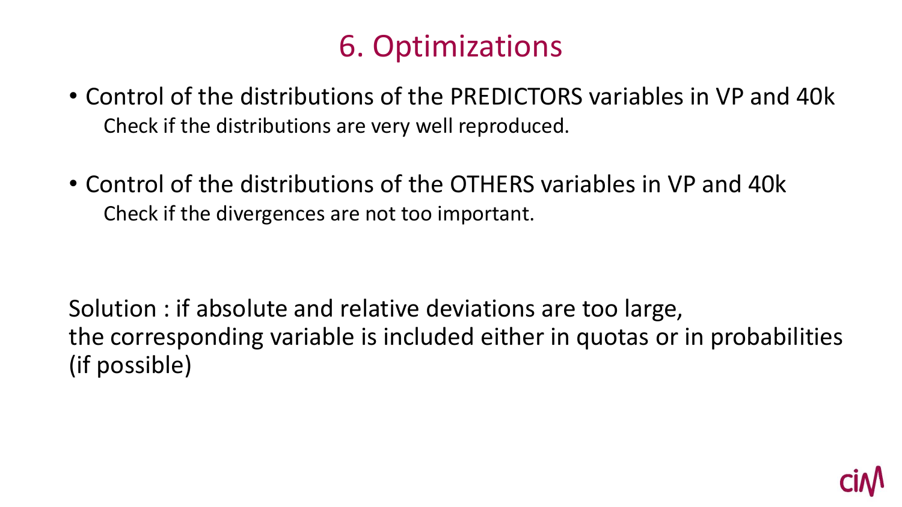# 6. Optimizations

- Control of the distributions of the PREDICTORS variables in VP and 40k
  Check if the distributions are very well reproduced.

- Control of the distributions of the OTHERS variables in VP and 40k
  Check if the divergences are not too important.

Solution : if absolute and relative deviations are too large,
the corresponding variable is included either in quotas or in probabilities
(if possible)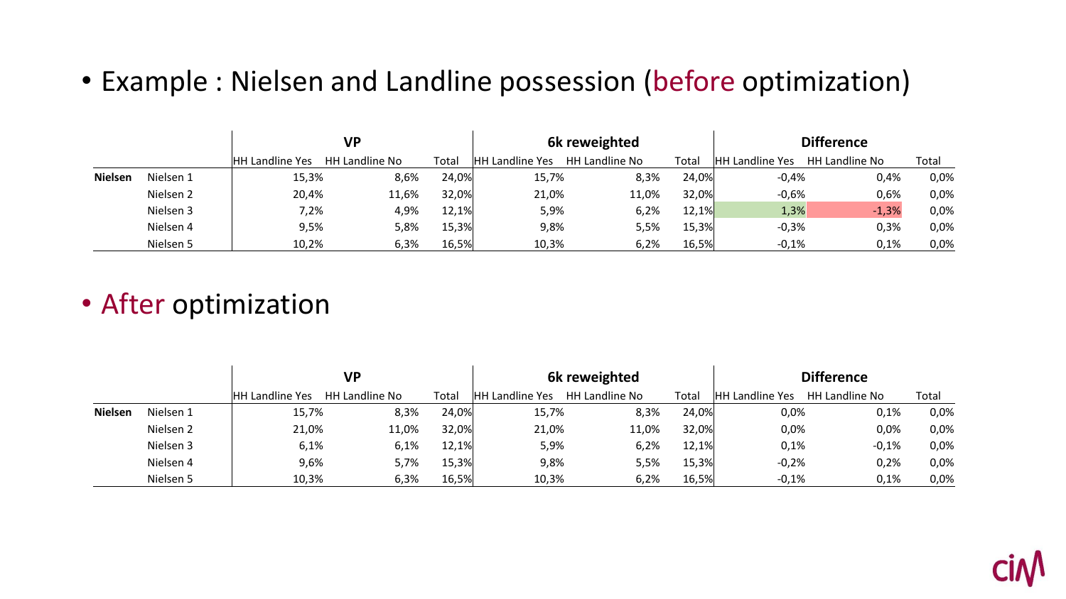- Example : Nielsen and Landline possession (before optimization)

| | | VP | | | 6k reweighted | | | Difference | | |
|---|---|---|---|---|---|---|---|---|---|---|
| | | HH Landline Yes | HH Landline No | Total | HH Landline Yes | HH Landline No | Total | HH Landline Yes | HH Landline No | Total |
| **Nielsen** | Nielsen 1 | 15,3% | 8,6% | 24,0% | 15,7% | 8,3% | 24,0% | -0,4% | 0,4% | 0,0% |
| | Nielsen 2 | 20,4% | 11,6% | 32,0% | 21,0% | 11,0% | 32,0% | -0,6% | 0,6% | 0,0% |
| | Nielsen 3 | 7,2% | 4,9% | 12,1% | 5,9% | 6,2% | 12,1% | 1,3% | -1,3% | 0,0% |
| | Nielsen 4 | 9,5% | 5,8% | 15,3% | 9,8% | 5,5% | 15,3% | -0,3% | 0,3% | 0,0% |
| | Nielsen 5 | 10,2% | 6,3% | 16,5% | 10,3% | 6,2% | 16,5% | -0,1% | 0,1% | 0,0% |

- After optimization

| | | VP | | | 6k reweighted | | | Difference | | |
|---|---|---|---|---|---|---|---|---|---|---|
| | | HH Landline Yes | HH Landline No | Total | HH Landline Yes | HH Landline No | Total | HH Landline Yes | HH Landline No | Total |
| **Nielsen** | Nielsen 1 | 15,7% | 8,3% | 24,0% | 15,7% | 8,3% | 24,0% | 0,0% | 0,1% | 0,0% |
| | Nielsen 2 | 21,0% | 11,0% | 32,0% | 21,0% | 11,0% | 32,0% | 0,0% | 0,0% | 0,0% |
| | Nielsen 3 | 6,1% | 6,1% | 12,1% | 5,9% | 6,2% | 12,1% | 0,1% | -0,1% | 0,0% |
| | Nielsen 4 | 9,6% | 5,7% | 15,3% | 9,8% | 5,5% | 15,3% | -0,2% | 0,2% | 0,0% |
| | Nielsen 5 | 10,3% | 6,3% | 16,5% | 10,3% | 6,2% | 16,5% | -0,1% | 0,1% | 0,0% |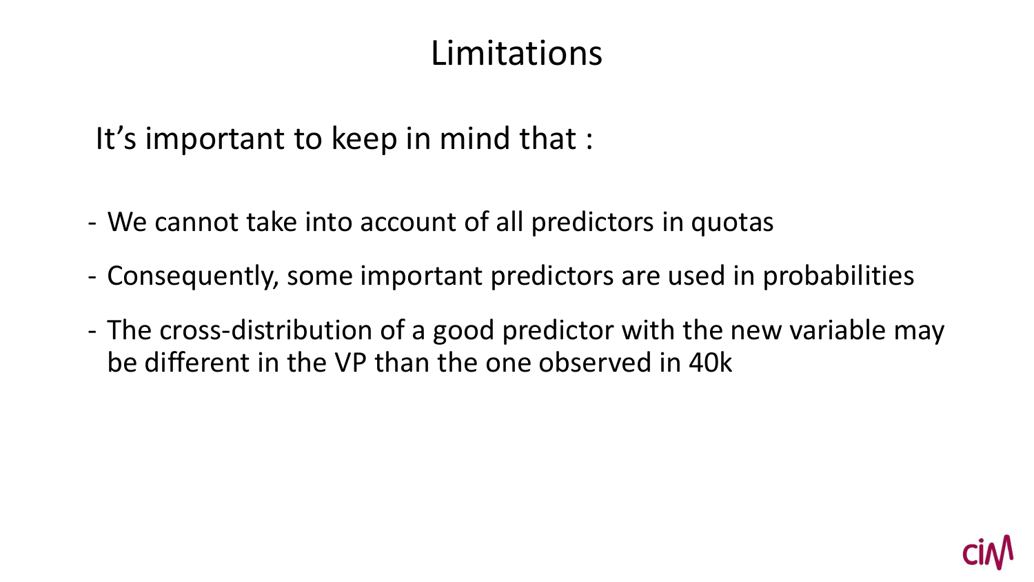# Limitations

It's important to keep in mind that :

- We cannot take into account of all predictors in quotas
- Consequently, some important predictors are used in probabilities
- The cross-distribution of a good predictor with the new variable may be different in the VP than the one observed in 40k